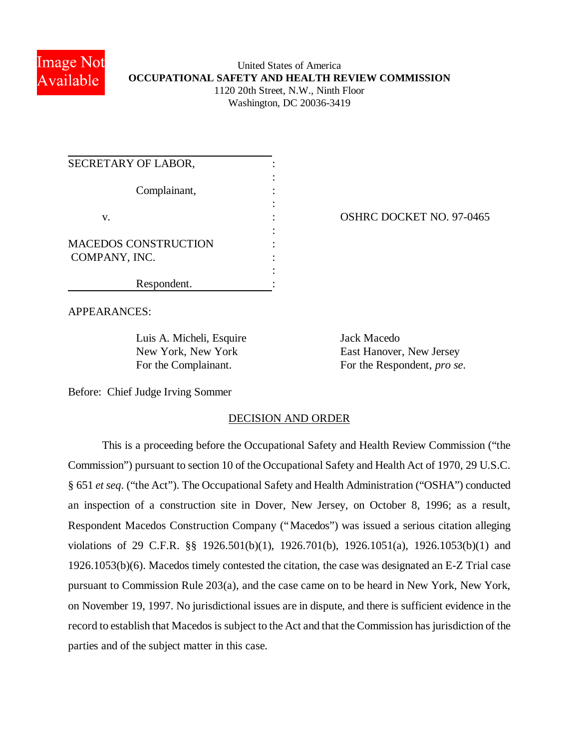United States of America
**OCCUPATIONAL SAFETY AND HEALTH REVIEW COMMISSION**
1120 20th Street, N.W., Ninth Floor
Washington, DC 20036-3419

| | |
|---|---|
| SECRETARY OF LABOR,<br><br>Complainant,<br><br>v.<br><br>MACEDOS CONSTRUCTION COMPANY, INC.<br><br>Respondent. | OSHRC DOCKET NO. 97-0465 |

APPEARANCES:

| | |
|---|---|
| Luis A. Micheli, Esquire<br>New York, New York<br>For the Complainant. | Jack Macedo<br>East Hanover, New Jersey<br>For the Respondent, *pro se*. |

Before: Chief Judge Irving Sommer

## DECISION AND ORDER

This is a proceeding before the Occupational Safety and Health Review Commission ("the Commission") pursuant to section 10 of the Occupational Safety and Health Act of 1970, 29 U.S.C. § 651 *et seq*. ("the Act"). The Occupational Safety and Health Administration ("OSHA") conducted an inspection of a construction site in Dover, New Jersey, on October 8, 1996; as a result, Respondent Macedos Construction Company ("Macedos") was issued a serious citation alleging violations of 29 C.F.R. §§ 1926.501(b)(1), 1926.701(b), 1926.1051(a), 1926.1053(b)(1) and 1926.1053(b)(6). Macedos timely contested the citation, the case was designated an E-Z Trial case pursuant to Commission Rule 203(a), and the case came on to be heard in New York, New York, on November 19, 1997. No jurisdictional issues are in dispute, and there is sufficient evidence in the record to establish that Macedos is subject to the Act and that the Commission has jurisdiction of the parties and of the subject matter in this case.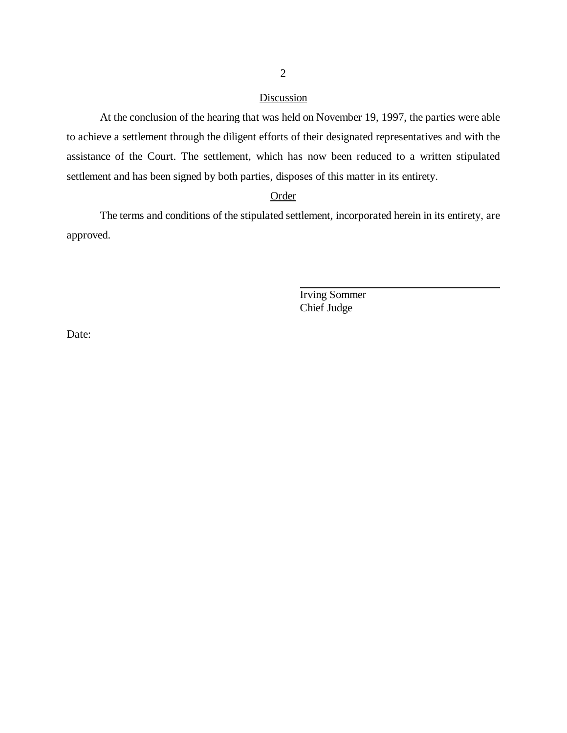## Discussion

At the conclusion of the hearing that was held on November 19, 1997, the parties were able to achieve a settlement through the diligent efforts of their designated representatives and with the assistance of the Court. The settlement, which has now been reduced to a written stipulated settlement and has been signed by both parties, disposes of this matter in its entirety.

## Order

The terms and conditions of the stipulated settlement, incorporated herein in its entirety, are approved.

Irving Sommer
Chief Judge

Date: